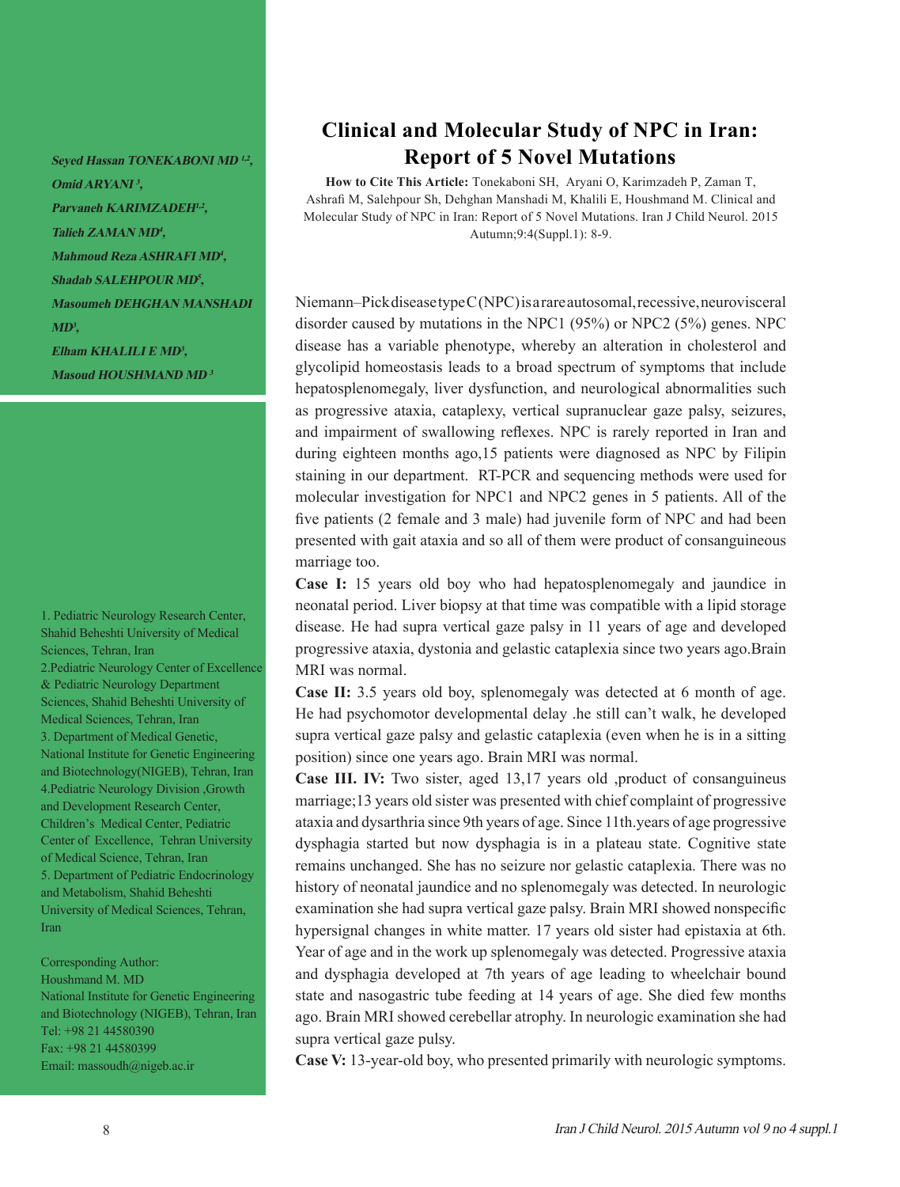# Clinical and Molecular Study of NPC in Iran: Report of 5 Novel Mutations

***Seyed Hassan TONEKABONI MD [1,2], Omid ARYANI [3], Parvaneh KARIMZADEH[1,2], Talieh ZAMAN MD[4], Mahmoud Reza ASHRAFI MD[4], Shadab SALEHPOUR MD[5], Masoumeh DEHGHAN MANSHADI MD[3], Elham KHALILI E MD[3], Masoud HOUSHMAND MD [3]***

**How to Cite This Article:** Tonekaboni SH, Aryani O, Karimzadeh P, Zaman T, Ashrafi M, Salehpour Sh, Dehghan Manshadi M, Khalili E, Houshmand M. Clinical and Molecular Study of NPC in Iran: Report of 5 Novel Mutations. Iran J Child Neurol. 2015 Autumn;9:4(Suppl.1): 8-9.

1. Pediatric Neurology Research Center, Shahid Beheshti University of Medical Sciences, Tehran, Iran
2.Pediatric Neurology Center of Excellence & Pediatric Neurology Department Sciences, Shahid Beheshti University of Medical Sciences, Tehran, Iran
3. Department of Medical Genetic, National Institute for Genetic Engineering and Biotechnology(NIGEB), Tehran, Iran
4.Pediatric Neurology Division ,Growth and Development Research Center, Children's Medical Center, Pediatric Center of Excellence, Tehran University of Medical Science, Tehran, Iran
5. Department of Pediatric Endocrinology and Metabolism, Shahid Beheshti University of Medical Sciences, Tehran, Iran

Corresponding Author:
Houshmand M. MD
National Institute for Genetic Engineering and Biotechnology (NIGEB), Tehran, Iran
Tel: +98 21 44580390
Fax: +98 21 44580399
Email: massoudh@nigeb.ac.ir

Niemann–Pick disease type C (NPC) is a rare autosomal, recessive, neurovisceral disorder caused by mutations in the NPC1 (95%) or NPC2 (5%) genes. NPC disease has a variable phenotype, whereby an alteration in cholesterol and glycolipid homeostasis leads to a broad spectrum of symptoms that include hepatosplenomegaly, liver dysfunction, and neurological abnormalities such as progressive ataxia, cataplexy, vertical supranuclear gaze palsy, seizures, and impairment of swallowing reflexes. NPC is rarely reported in Iran and during eighteen months ago,15 patients were diagnosed as NPC by Filipin staining in our department. RT-PCR and sequencing methods were used for molecular investigation for NPC1 and NPC2 genes in 5 patients. All of the five patients (2 female and 3 male) had juvenile form of NPC and had been presented with gait ataxia and so all of them were product of consanguineous marriage too.

**Case I:** 15 years old boy who had hepatosplenomegaly and jaundice in neonatal period. Liver biopsy at that time was compatible with a lipid storage disease. He had supra vertical gaze palsy in 11 years of age and developed progressive ataxia, dystonia and gelastic cataplexia since two years ago.Brain MRI was normal.

**Case II:** 3.5 years old boy, splenomegaly was detected at 6 month of age. He had psychomotor developmental delay .he still can't walk, he developed supra vertical gaze palsy and gelastic cataplexia (even when he is in a sitting position) since one years ago. Brain MRI was normal.

**Case III. IV:** Two sister, aged 13,17 years old ,product of consanguineus marriage;13 years old sister was presented with chief complaint of progressive ataxia and dysarthria since 9th years of age. Since 11th.years of age progressive dysphagia started but now dysphagia is in a plateau state. Cognitive state remains unchanged. She has no seizure nor gelastic cataplexia. There was no history of neonatal jaundice and no splenomegaly was detected. In neurologic examination she had supra vertical gaze palsy. Brain MRI showed nonspecific hypersignal changes in white matter. 17 years old sister had epistaxia at 6th. Year of age and in the work up splenomegaly was detected. Progressive ataxia and dysphagia developed at 7th years of age leading to wheelchair bound state and nasogastric tube feeding at 14 years of age. She died few months ago. Brain MRI showed cerebellar atrophy. In neurologic examination she had supra vertical gaze pulsy.

**Case V:** 13-year-old boy, who presented primarily with neurologic symptoms.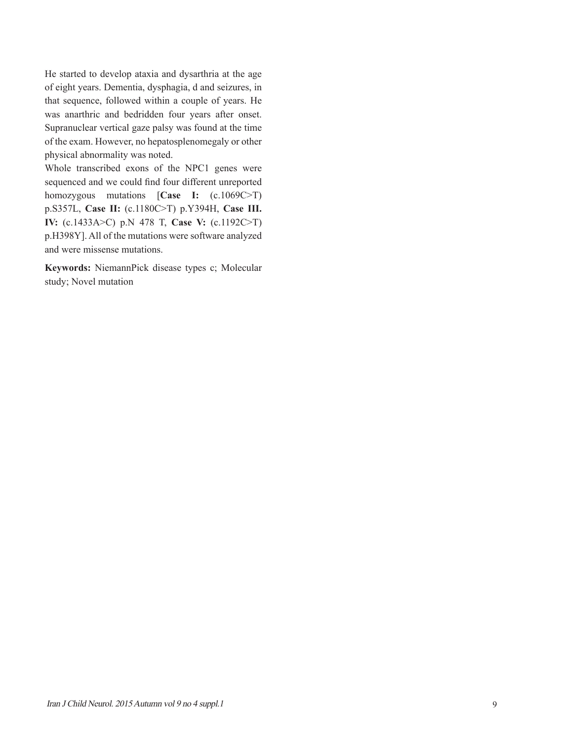He started to develop ataxia and dysarthria at the age of eight years. Dementia, dysphagia, d and seizures, in that sequence, followed within a couple of years. He was anarthric and bedridden four years after onset. Supranuclear vertical gaze palsy was found at the time of the exam. However, no hepatosplenomegaly or other physical abnormality was noted.

Whole transcribed exons of the NPC1 genes were sequenced and we could find four different unreported homozygous mutations [**Case I:** (c.1069C>T) p.S357L, **Case II:** (c.1180C>T) p.Y394H, **Case III. IV:** (c.1433A>C) p.N 478 T, **Case V:** (c.1192C>T) p.H398Y]. All of the mutations were software analyzed and were missense mutations.

**Keywords:** NiemannPick disease types c; Molecular study; Novel mutation